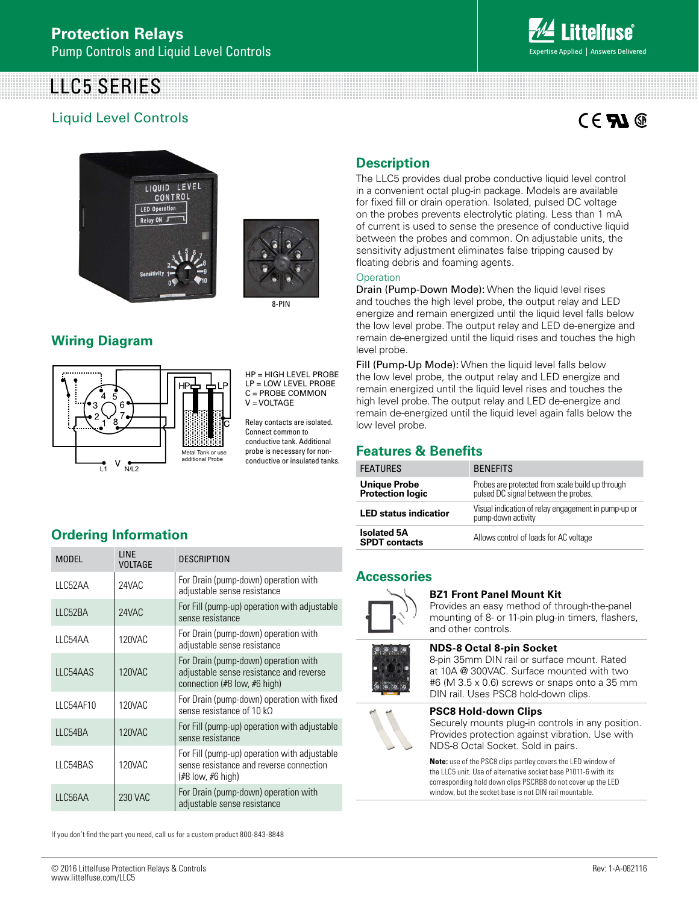# LLC5 SERIES

## Liquid Level Controls

8-PIN

## Wiring Diagram

HP = HIGH LEVEL PROBE
LP = LOW LEVEL PROBE
C = PROBE COMMON
V = VOLTAGE

Relay contacts are isolated. Connect common to conductive tank. Additional probe is necessary for non-conductive or insulated tanks.

Metal Tank or use additional Probe

## Description

The LLC5 provides dual probe conductive liquid level control in a convenient octal plug-in package. Models are available for fixed fill or drain operation. Isolated, pulsed DC voltage on the probes prevents electrolytic plating. Less than 1 mA of current is used to sense the presence of conductive liquid between the probes and common. On adjustable units, the sensitivity adjustment eliminates false tripping caused by floating debris and foaming agents.

### Operation

Drain (Pump-Down Mode): When the liquid level rises and touches the high level probe, the output relay and LED energize and remain energized until the liquid level falls below the low level probe. The output relay and LED de-energize and remain de-energized until the liquid rises and touches the high level probe.

Fill (Pump-Up Mode): When the liquid level falls below the low level probe, the output relay and LED energize and remain energized until the liquid level rises and touches the high level probe. The output relay and LED de-energize and remain de-energized until the liquid level again falls below the low level probe.

## Features & Benefits

| FEATURES | BENEFITS |
|---|---|
| **Unique Probe Protection logic** | Probes are protected from scale build up through pulsed DC signal between the probes. |
| **LED status indicator** | Visual indication of relay engagement in pump-up or pump-down activity |
| **Isolated 5A SPDT contacts** | Allows control of loads for AC voltage |

## Ordering Information

| MODEL | LINE VOLTAGE | DESCRIPTION |
|---|---|---|
| LLC52AA | 24VAC | For Drain (pump-down) operation with adjustable sense resistance |
| LLC52BA | 24VAC | For Fill (pump-up) operation with adjustable sense resistance |
| LLC54AA | 120VAC | For Drain (pump-down) operation with adjustable sense resistance |
| LLC54AAS | 120VAC | For Drain (pump-down) operation with adjustable sense resistance and reverse connection (#8 low, #6 high) |
| LLC54AF10 | 120VAC | For Drain (pump-down) operation with fixed sense resistance of 10 kΩ |
| LLC54BA | 120VAC | For Fill (pump-up) operation with adjustable sense resistance |
| LLC54BAS | 120VAC | For Fill (pump-up) operation with adjustable sense resistance and reverse connection (#8 low, #6 high) |
| LLC56AA | 230 VAC | For Drain (pump-down) operation with adjustable sense resistance |

If you don't find the part you need, call us for a custom product 800-843-8848

## Accessories

**BZ1 Front Panel Mount Kit**
Provides an easy method of through-the-panel mounting of 8- or 11-pin plug-in timers, flashers, and other controls.

**NDS-8 Octal 8-pin Socket**
8-pin 35mm DIN rail or surface mount. Rated at 10A @ 300VAC. Surface mounted with two #6 (M 3.5 x 0.6) screws or snaps onto a 35 mm DIN rail. Uses PSC8 hold-down clips.

**PSC8 Hold-down Clips**
Securely mounts plug-in controls in any position. Provides protection against vibration. Use with NDS-8 Octal Socket. Sold in pairs.

**Note:** use of the PSC8 clips partley covers the LED window of the LLC5 unit. Use of alternative socket base P1011-6 with its corresponding hold down clips PSCRB8 do not cover up the LED window, but the socket base is not DIN rail mountable.

© 2016 Littelfuse Protection Relays & Controls
www.littelfuse.com/LLC5

Rev: 1-A-062116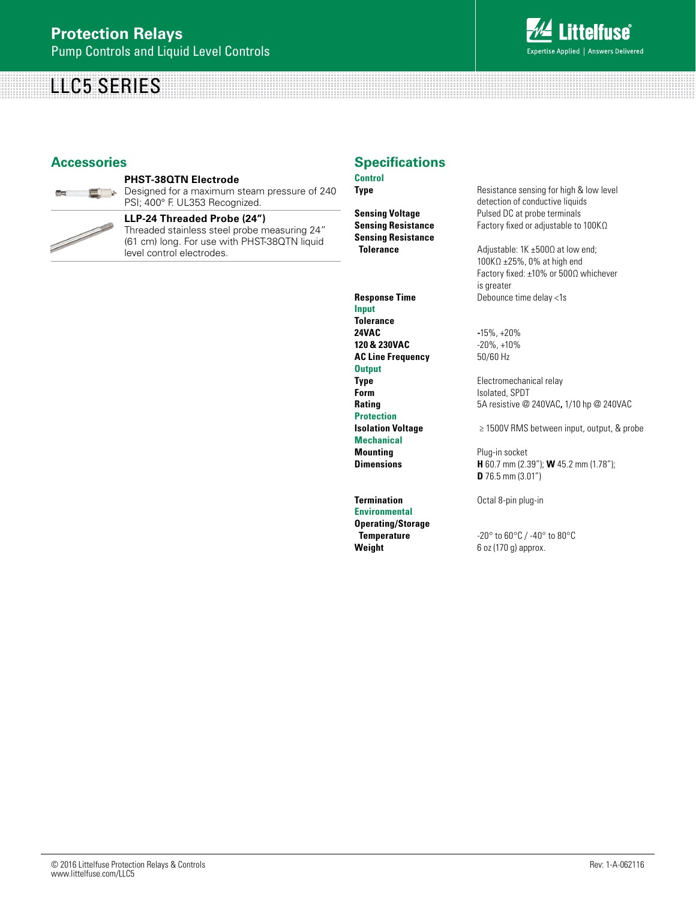# LLC5 SERIES

## Accessories

**PHST-38QTN Electrode**
Designed for a maximum steam pressure of 240 PSI; 400° F. UL353 Recognized.

**LLP-24 Threaded Probe (24")**
Threaded stainless steel probe measuring 24" (61 cm) long. For use with PHST-38QTN liquid level control electrodes.

## Specifications

| | |
|---|---|
| **Control** | |
| **Type** | Resistance sensing for high & low level detection of conductive liquids |
| **Sensing Voltage** | Pulsed DC at probe terminals |
| **Sensing Resistance** | Factory fixed or adjustable to 100KΩ |
| **Sensing Resistance Tolerance** | Adjustable: 1K ±500Ω at low end; 100KΩ ±25%, 0% at high end<br>Factory fixed: ±10% or 500Ω whichever is greater |
| **Response Time** | Debounce time delay <1s |
| **Input** | |
| **Tolerance** | |
| **24VAC** | -15%, +20% |
| **120 & 230VAC** | -20%, +10% |
| **AC Line Frequency** | 50/60 Hz |
| **Output** | |
| **Type** | Electromechanical relay |
| **Form** | Isolated, SPDT |
| **Rating** | 5A resistive @ 240VAC, 1/10 hp @ 240VAC |
| **Protection** | |
| **Isolation Voltage** | ≥ 1500V RMS between input, output, & probe |
| **Mechanical** | |
| **Mounting** | Plug-in socket |
| **Dimensions** | **H** 60.7 mm (2.39"); **W** 45.2 mm (1.78"); **D** 76.5 mm (3.01") |
| **Termination** | Octal 8-pin plug-in |
| **Environmental** | |
| **Operating/Storage Temperature** | -20° to 60°C / -40° to 80°C |
| **Weight** | 6 oz (170 g) approx. |

© 2016 Littelfuse Protection Relays & Controls
www.littelfuse.com/LLC5

Rev: 1-A-062116